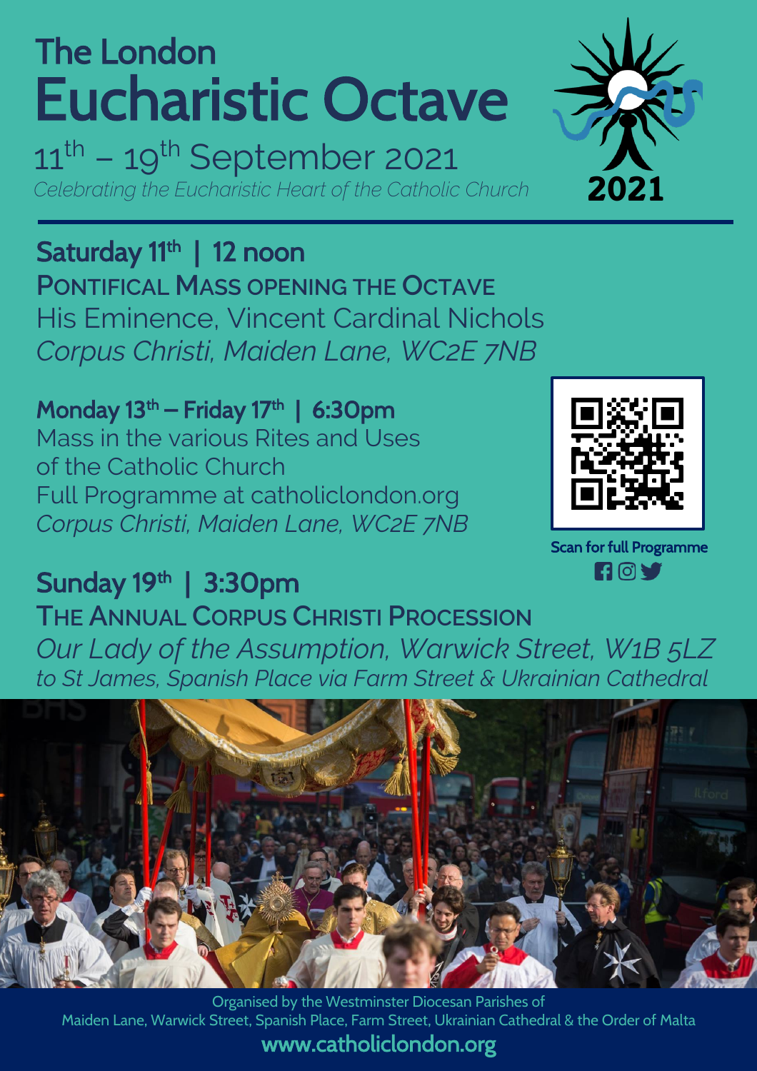# The London Eucharistic Octave

## 11th – 19th September 2021

*Celebrating the Eucharistic Heart of the Catholic Church*

2021

### Saturday 11th | 12 noon

PONTIFICAL MASS OPENING THE OCTAVE

His Eminence, Vincent Cardinal Nichols

*Corpus Christi, Maiden Lane, WC2E 7NB*

### Monday 13th – Friday 17th | 6:30pm

Mass in the various Rites and Uses of the Catholic Church

Full Programme at catholiclondon.org

*Corpus Christi, Maiden Lane, WC2E 7NB*

Scan for full Programme

### Sunday 19th | 3:30pm

THE ANNUAL CORPUS CHRISTI PROCESSION

*Our Lady of the Assumption, Warwick Street, W1B 5LZ*

*to St James, Spanish Place via Farm Street & Ukrainian Cathedral*

Organised by the Westminster Diocesan Parishes of
Maiden Lane, Warwick Street, Spanish Place, Farm Street, Ukrainian Cathedral & the Order of Malta

www.catholiclondon.org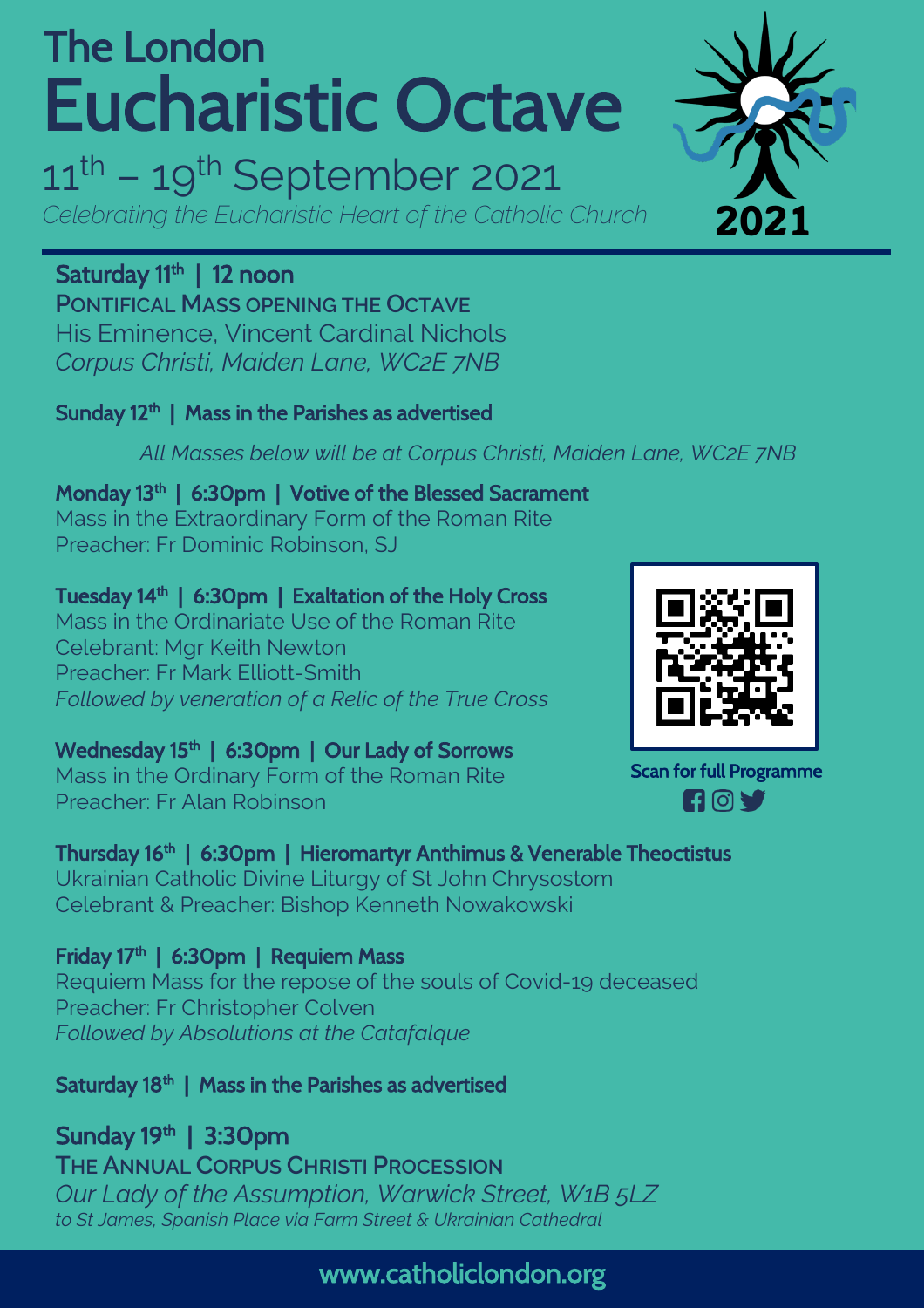# The London Eucharistic Octave

## 11th – 19th September 2021

*Celebrating the Eucharistic Heart of the Catholic Church*

2021

**Saturday 11th | 12 noon**
PONTIFICAL MASS OPENING THE OCTAVE
His Eminence, Vincent Cardinal Nichols
*Corpus Christi, Maiden Lane, WC2E 7NB*

**Sunday 12th | Mass in the Parishes as advertised**

*All Masses below will be at Corpus Christi, Maiden Lane, WC2E 7NB*

**Monday 13th | 6:30pm | Votive of the Blessed Sacrament**
Mass in the Extraordinary Form of the Roman Rite
Preacher: Fr Dominic Robinson, SJ

**Tuesday 14th | 6:30pm | Exaltation of the Holy Cross**
Mass in the Ordinariate Use of the Roman Rite
Celebrant: Mgr Keith Newton
Preacher: Fr Mark Elliott-Smith
*Followed by veneration of a Relic of the True Cross*

**Wednesday 15th | 6:30pm | Our Lady of Sorrows**
Mass in the Ordinary Form of the Roman Rite
Preacher: Fr Alan Robinson

**Scan for full Programme**

**Thursday 16th | 6:30pm | Hieromartyr Anthimus & Venerable Theoctistus**
Ukrainian Catholic Divine Liturgy of St John Chrysostom
Celebrant & Preacher: Bishop Kenneth Nowakowski

**Friday 17th | 6:30pm | Requiem Mass**
Requiem Mass for the repose of the souls of Covid-19 deceased
Preacher: Fr Christopher Colven
*Followed by Absolutions at the Catafalque*

**Saturday 18th | Mass in the Parishes as advertised**

**Sunday 19th | 3:30pm**
THE ANNUAL CORPUS CHRISTI PROCESSION
*Our Lady of the Assumption, Warwick Street, W1B 5LZ*
*to St James, Spanish Place via Farm Street & Ukrainian Cathedral*

www.catholiclondon.org